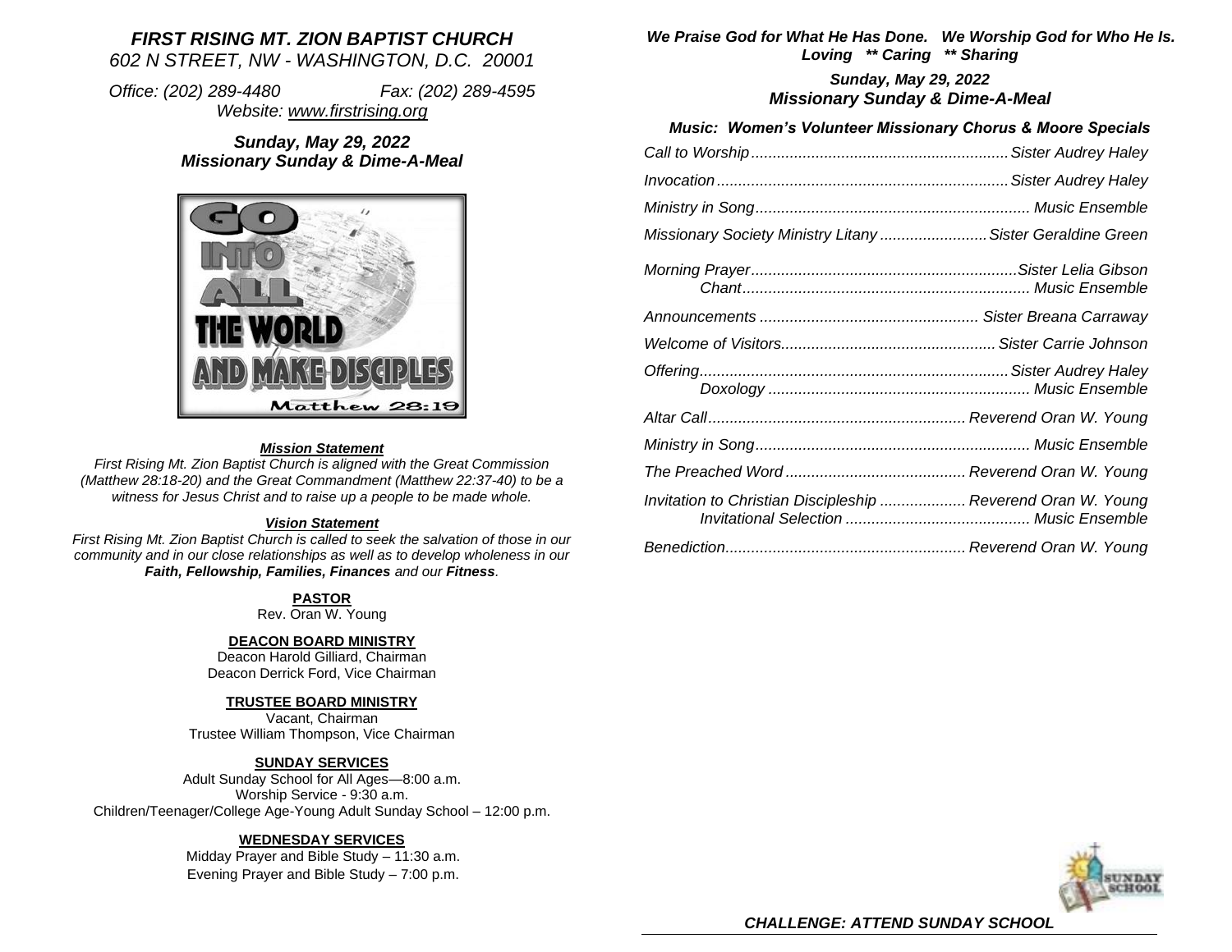# *FIRST RISING MT. ZION BAPTIST CHURCH*

*602 N STREET, NW - WASHINGTON, D.C. 20001*

*Office: (202) 289-4480 Fax: (202) 289-4595*
*Website: www.firstrising.org*

***Sunday, May 29, 2022***
***Missionary Sunday & Dime-A-Meal***

GO INTO ALL THE WORLD AND MAKE DISCIPLES
Matthew 28:19

***Mission Statement***

*First Rising Mt. Zion Baptist Church is aligned with the Great Commission (Matthew 28:18-20) and the Great Commandment (Matthew 22:37-40) to be a witness for Jesus Christ and to raise up a people to be made whole.*

***Vision Statement***

*First Rising Mt. Zion Baptist Church is called to seek the salvation of those in our community and in our close relationships as well as to develop wholeness in our **Faith, Fellowship, Families, Finances** and our **Fitness**.*

**PASTOR**
Rev. Oran W. Young

**DEACON BOARD MINISTRY**
Deacon Harold Gilliard, Chairman
Deacon Derrick Ford, Vice Chairman

**TRUSTEE BOARD MINISTRY**
Vacant, Chairman
Trustee William Thompson, Vice Chairman

**SUNDAY SERVICES**
Adult Sunday School for All Ages—8:00 a.m.
Worship Service - 9:30 a.m.
Children/Teenager/College Age-Young Adult Sunday School – 12:00 p.m.

**WEDNESDAY SERVICES**
Midday Prayer and Bible Study – 11:30 a.m.
Evening Prayer and Bible Study – 7:00 p.m.

***We Praise God for What He Has Done. We Worship God for Who He Is.***
***Loving \*\* Caring \*\* Sharing***

***Sunday, May 29, 2022***
***Missionary Sunday & Dime-A-Meal***

***Music: Women's Volunteer Missionary Chorus & Moore Specials***

*Call to Worship............................................................Sister Audrey Haley*

*Invocation....................................................................Sister Audrey Haley*

*Ministry in Song................................................................ Music Ensemble*

*Missionary Society Ministry Litany .........................Sister Geraldine Green*

*Morning Prayer..............................................................Sister Lelia Gibson*
*Chant.................................................................. Music Ensemble*

*Announcements .................................................. Sister Breana Carraway*

*Welcome of Visitors.................................................Sister Carrie Johnson*

*Offering........................................................................Sister Audrey Haley*
*Doxology ............................................................ Music Ensemble*

*Altar Call............................................................Reverend Oran W. Young*

*Ministry in Song................................................................ Music Ensemble*

*The Preached Word ..........................................Reverend Oran W. Young*

*Invitation to Christian Discipleship ....................Reverend Oran W. Young*
*Invitational Selection ........................................... Music Ensemble*

*Benediction........................................................Reverend Oran W. Young*

SUNDAY SCHOOL

***CHALLENGE: ATTEND SUNDAY SCHOOL***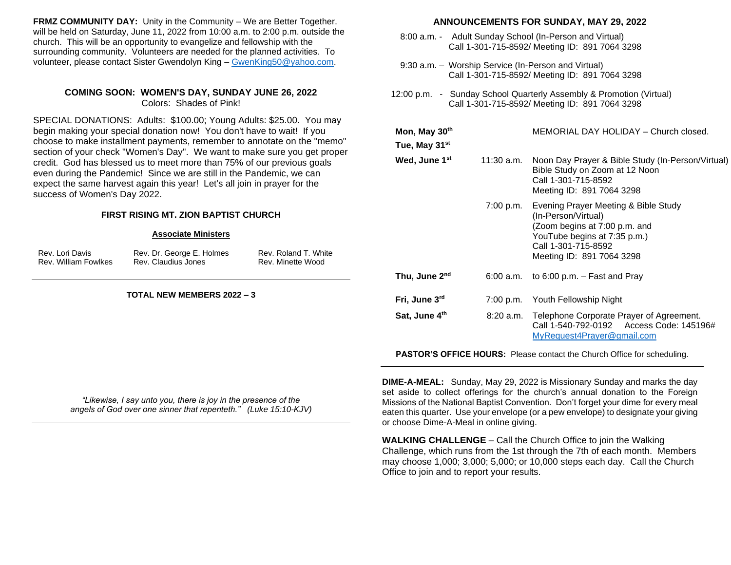**FRMZ COMMUNITY DAY:** Unity in the Community – We are Better Together. will be held on Saturday, June 11, 2022 from 10:00 a.m. to 2:00 p.m. outside the church. This will be an opportunity to evangelize and fellowship with the surrounding community. Volunteers are needed for the planned activities. To volunteer, please contact Sister Gwendolyn King – GwenKing50@yahoo.com.

**COMING SOON: WOMEN'S DAY, SUNDAY JUNE 26, 2022**
Colors: Shades of Pink!

SPECIAL DONATIONS: Adults: $100.00; Young Adults: $25.00. You may begin making your special donation now! You don't have to wait! If you choose to make installment payments, remember to annotate on the "memo" section of your check "Women's Day". We want to make sure you get proper credit. God has blessed us to meet more than 75% of our previous goals even during the Pandemic! Since we are still in the Pandemic, we can expect the same harvest again this year! Let's all join in prayer for the success of Women's Day 2022.

**FIRST RISING MT. ZION BAPTIST CHURCH**

**Associate Ministers**

| | | |
|---|---|---|
| Rev. Lori Davis | Rev. Dr. George E. Holmes | Rev. Roland T. White |
| Rev. William Fowlkes | Rev. Claudius Jones | Rev. Minette Wood |

**TOTAL NEW MEMBERS 2022 – 3**

*"Likewise, I say unto you, there is joy in the presence of the angels of God over one sinner that repenteth." (Luke 15:10-KJV)*

**ANNOUNCEMENTS FOR SUNDAY, MAY 29, 2022**

8:00 a.m. - Adult Sunday School (In-Person and Virtual)
Call 1-301-715-8592/ Meeting ID: 891 7064 3298

9:30 a.m. – Worship Service (In-Person and Virtual)
Call 1-301-715-8592/ Meeting ID: 891 7064 3298

12:00 p.m. - Sunday School Quarterly Assembly & Promotion (Virtual)
Call 1-301-715-8592/ Meeting ID: 891 7064 3298

| | | |
|---|---|---|
| **Mon, May 30th** | | MEMORIAL DAY HOLIDAY – Church closed. |
| **Tue, May 31st** | | |
| **Wed, June 1st** | 11:30 a.m. | Noon Day Prayer & Bible Study (In-Person/Virtual) Bible Study on Zoom at 12 Noon Call 1-301-715-8592 Meeting ID: 891 7064 3298 |
| | 7:00 p.m. | Evening Prayer Meeting & Bible Study (In-Person/Virtual) (Zoom begins at 7:00 p.m. and YouTube begins at 7:35 p.m.) Call 1-301-715-8592 Meeting ID: 891 7064 3298 |
| **Thu, June 2nd** | 6:00 a.m. | to 6:00 p.m. – Fast and Pray |
| **Fri, June 3rd** | 7:00 p.m. | Youth Fellowship Night |
| **Sat, June 4th** | 8:20 a.m. | Telephone Corporate Prayer of Agreement. Call 1-540-792-0192 Access Code: 145196# MyRequest4Prayer@gmail.com |

**PASTOR'S OFFICE HOURS:** Please contact the Church Office for scheduling.

**DIME-A-MEAL:** Sunday, May 29, 2022 is Missionary Sunday and marks the day set aside to collect offerings for the church's annual donation to the Foreign Missions of the National Baptist Convention. Don't forget your dime for every meal eaten this quarter. Use your envelope (or a pew envelope) to designate your giving or choose Dime-A-Meal in online giving.

**WALKING CHALLENGE** – Call the Church Office to join the Walking Challenge, which runs from the 1st through the 7th of each month. Members may choose 1,000; 3,000; 5,000; or 10,000 steps each day. Call the Church Office to join and to report your results.